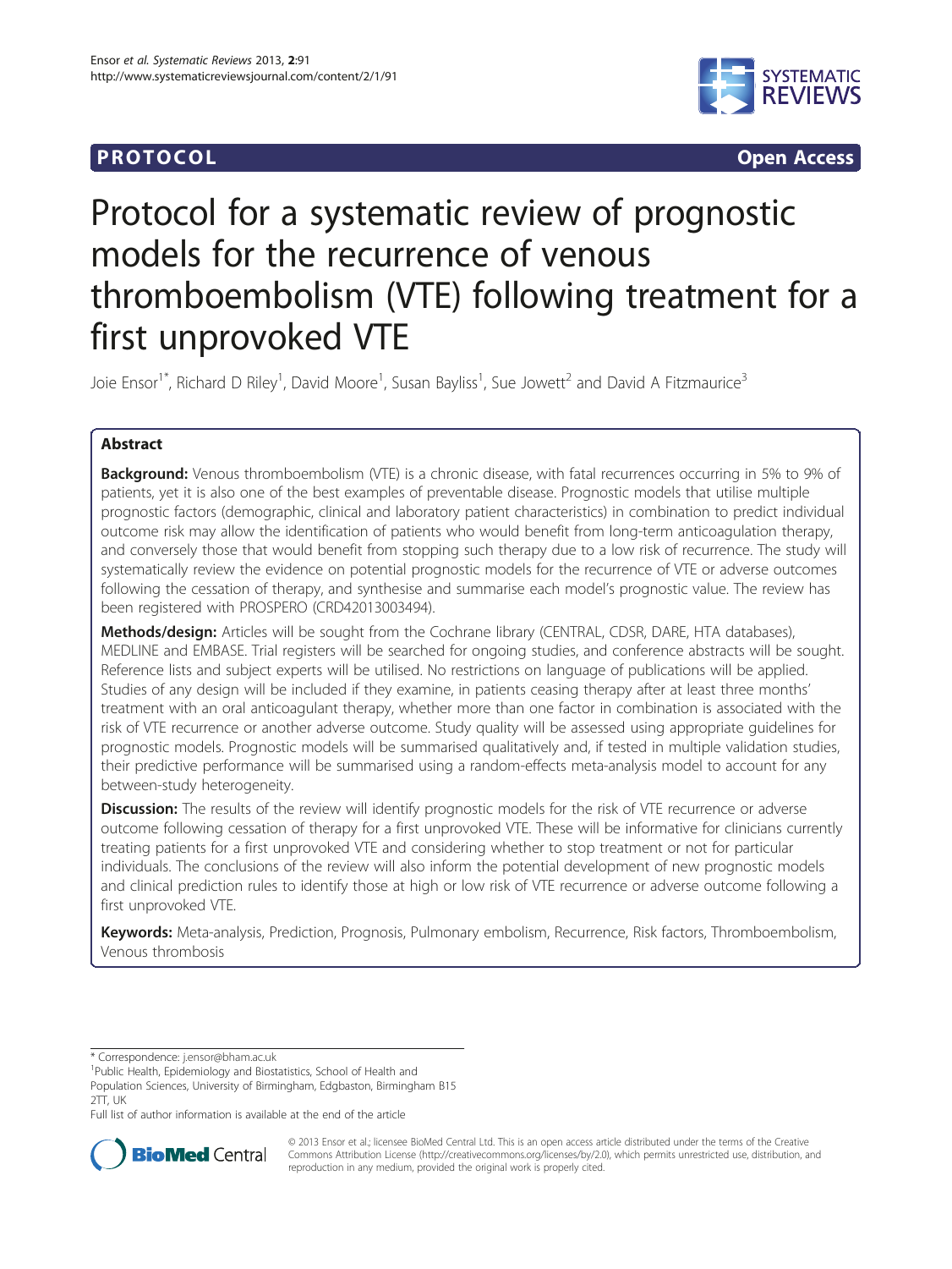PROTOCOL

Open Access

# Protocol for a systematic review of prognostic models for the recurrence of venous thromboembolism (VTE) following treatment for a first unprovoked VTE

Joie Ensor[1*], Richard D Riley[1], David Moore[1], Susan Bayliss[1], Sue Jowett[2] and David A Fitzmaurice[3]

## Abstract

**Background:** Venous thromboembolism (VTE) is a chronic disease, with fatal recurrences occurring in 5% to 9% of patients, yet it is also one of the best examples of preventable disease. Prognostic models that utilise multiple prognostic factors (demographic, clinical and laboratory patient characteristics) in combination to predict individual outcome risk may allow the identification of patients who would benefit from long-term anticoagulation therapy, and conversely those that would benefit from stopping such therapy due to a low risk of recurrence. The study will systematically review the evidence on potential prognostic models for the recurrence of VTE or adverse outcomes following the cessation of therapy, and synthesise and summarise each model's prognostic value. The review has been registered with PROSPERO (CRD42013003494).

**Methods/design:** Articles will be sought from the Cochrane library (CENTRAL, CDSR, DARE, HTA databases), MEDLINE and EMBASE. Trial registers will be searched for ongoing studies, and conference abstracts will be sought. Reference lists and subject experts will be utilised. No restrictions on language of publications will be applied. Studies of any design will be included if they examine, in patients ceasing therapy after at least three months' treatment with an oral anticoagulant therapy, whether more than one factor in combination is associated with the risk of VTE recurrence or another adverse outcome. Study quality will be assessed using appropriate guidelines for prognostic models. Prognostic models will be summarised qualitatively and, if tested in multiple validation studies, their predictive performance will be summarised using a random-effects meta-analysis model to account for any between-study heterogeneity.

**Discussion:** The results of the review will identify prognostic models for the risk of VTE recurrence or adverse outcome following cessation of therapy for a first unprovoked VTE. These will be informative for clinicians currently treating patients for a first unprovoked VTE and considering whether to stop treatment or not for particular individuals. The conclusions of the review will also inform the potential development of new prognostic models and clinical prediction rules to identify those at high or low risk of VTE recurrence or adverse outcome following a first unprovoked VTE.

**Keywords:** Meta-analysis, Prediction, Prognosis, Pulmonary embolism, Recurrence, Risk factors, Thromboembolism, Venous thrombosis

---

\* Correspondence: j.ensor@bham.ac.uk

[1]Public Health, Epidemiology and Biostatistics, School of Health and Population Sciences, University of Birmingham, Edgbaston, Birmingham B15 2TT, UK

Full list of author information is available at the end of the article

© 2013 Ensor et al.; licensee BioMed Central Ltd. This is an open access article distributed under the terms of the Creative Commons Attribution License (http://creativecommons.org/licenses/by/2.0), which permits unrestricted use, distribution, and reproduction in any medium, provided the original work is properly cited.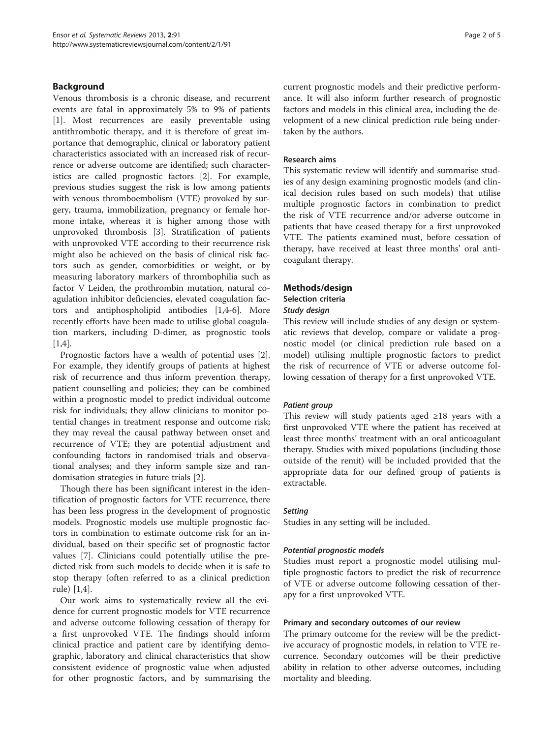## Background

Venous thrombosis is a chronic disease, and recurrent events are fatal in approximately 5% to 9% of patients [1]. Most recurrences are easily preventable using antithrombotic therapy, and it is therefore of great importance that demographic, clinical or laboratory patient characteristics associated with an increased risk of recurrence or adverse outcome are identified; such characteristics are called prognostic factors [2]. For example, previous studies suggest the risk is low among patients with venous thromboembolism (VTE) provoked by surgery, trauma, immobilization, pregnancy or female hormone intake, whereas it is higher among those with unprovoked thrombosis [3]. Stratification of patients with unprovoked VTE according to their recurrence risk might also be achieved on the basis of clinical risk factors such as gender, comorbidities or weight, or by measuring laboratory markers of thrombophilia such as factor V Leiden, the prothrombin mutation, natural coagulation inhibitor deficiencies, elevated coagulation factors and antiphospholipid antibodies [1,4-6]. More recently efforts have been made to utilise global coagulation markers, including D-dimer, as prognostic tools [1,4].

Prognostic factors have a wealth of potential uses [2]. For example, they identify groups of patients at highest risk of recurrence and thus inform prevention therapy, patient counselling and policies; they can be combined within a prognostic model to predict individual outcome risk for individuals; they allow clinicians to monitor potential changes in treatment response and outcome risk; they may reveal the causal pathway between onset and recurrence of VTE; they are potential adjustment and confounding factors in randomised trials and observational analyses; and they inform sample size and randomisation strategies in future trials [2].

Though there has been significant interest in the identification of prognostic factors for VTE recurrence, there has been less progress in the development of prognostic models. Prognostic models use multiple prognostic factors in combination to estimate outcome risk for an individual, based on their specific set of prognostic factor values [7]. Clinicians could potentially utilise the predicted risk from such models to decide when it is safe to stop therapy (often referred to as a clinical prediction rule) [1,4].

Our work aims to systematically review all the evidence for current prognostic models for VTE recurrence and adverse outcome following cessation of therapy for a first unprovoked VTE. The findings should inform clinical practice and patient care by identifying demographic, laboratory and clinical characteristics that show consistent evidence of prognostic value when adjusted for other prognostic factors, and by summarising the current prognostic models and their predictive performance. It will also inform further research of prognostic factors and models in this clinical area, including the development of a new clinical prediction rule being undertaken by the authors.

### Research aims

This systematic review will identify and summarise studies of any design examining prognostic models (and clinical decision rules based on such models) that utilise multiple prognostic factors in combination to predict the risk of VTE recurrence and/or adverse outcome in patients that have ceased therapy for a first unprovoked VTE. The patients examined must, before cessation of therapy, have received at least three months' oral anticoagulant therapy.

## Methods/design

### Selection criteria

#### *Study design*

This review will include studies of any design or systematic reviews that develop, compare or validate a prognostic model (or clinical prediction rule based on a model) utilising multiple prognostic factors to predict the risk of recurrence of VTE or adverse outcome following cessation of therapy for a first unprovoked VTE.

#### *Patient group*

This review will study patients aged ≥18 years with a first unprovoked VTE where the patient has received at least three months' treatment with an oral anticoagulant therapy. Studies with mixed populations (including those outside of the remit) will be included provided that the appropriate data for our defined group of patients is extractable.

#### *Setting*

Studies in any setting will be included.

#### *Potential prognostic models*

Studies must report a prognostic model utilising multiple prognostic factors to predict the risk of recurrence of VTE or adverse outcome following cessation of therapy for a first unprovoked VTE.

### Primary and secondary outcomes of our review

The primary outcome for the review will be the predictive accuracy of prognostic models, in relation to VTE recurrence. Secondary outcomes will be their predictive ability in relation to other adverse outcomes, including mortality and bleeding.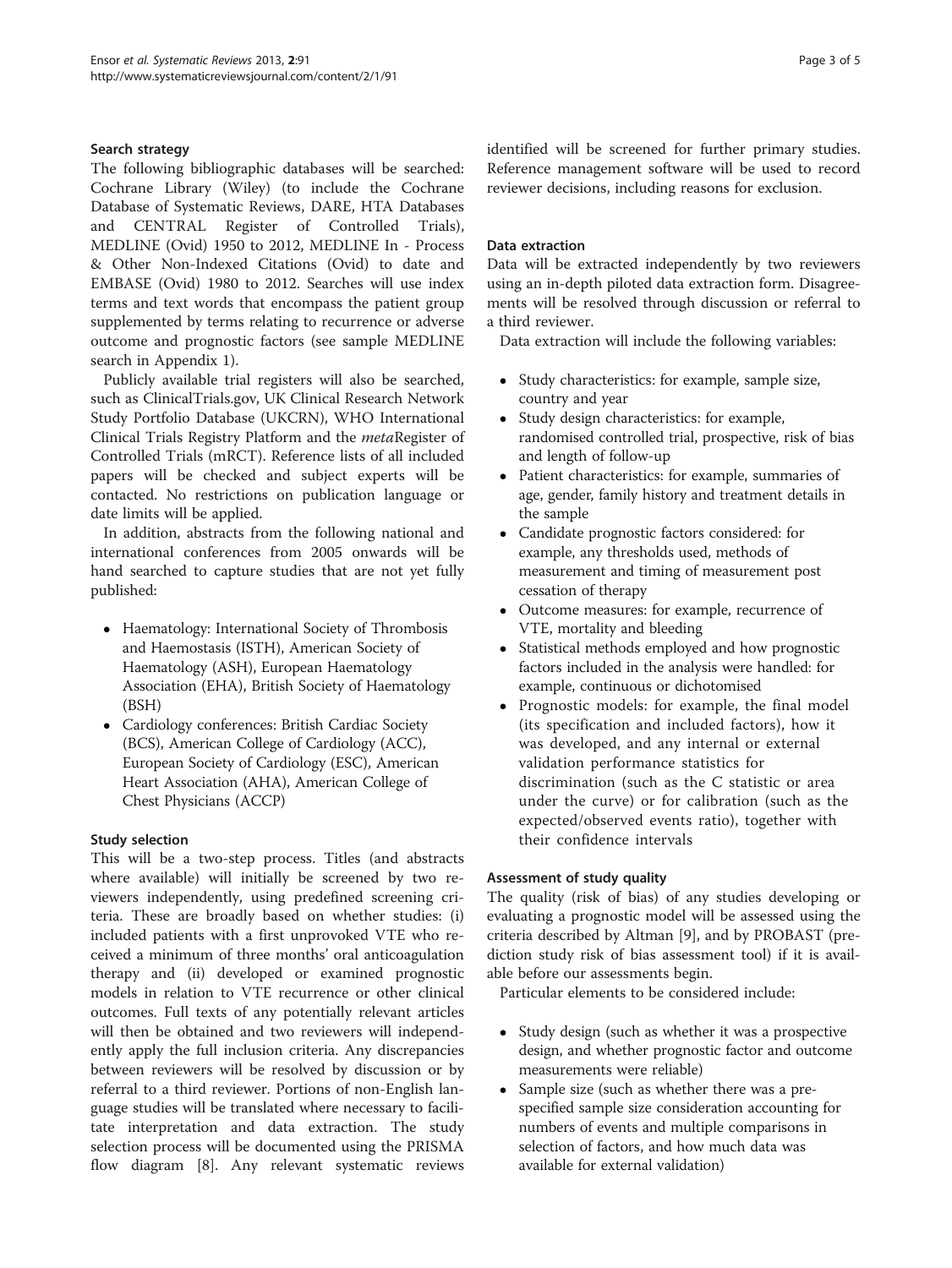### Search strategy

The following bibliographic databases will be searched: Cochrane Library (Wiley) (to include the Cochrane Database of Systematic Reviews, DARE, HTA Databases and CENTRAL Register of Controlled Trials), MEDLINE (Ovid) 1950 to 2012, MEDLINE In - Process & Other Non-Indexed Citations (Ovid) to date and EMBASE (Ovid) 1980 to 2012. Searches will use index terms and text words that encompass the patient group supplemented by terms relating to recurrence or adverse outcome and prognostic factors (see sample MEDLINE search in Appendix 1).

Publicly available trial registers will also be searched, such as ClinicalTrials.gov, UK Clinical Research Network Study Portfolio Database (UKCRN), WHO International Clinical Trials Registry Platform and the *meta*Register of Controlled Trials (mRCT). Reference lists of all included papers will be checked and subject experts will be contacted. No restrictions on publication language or date limits will be applied.

In addition, abstracts from the following national and international conferences from 2005 onwards will be hand searched to capture studies that are not yet fully published:

- Haematology: International Society of Thrombosis and Haemostasis (ISTH), American Society of Haematology (ASH), European Haematology Association (EHA), British Society of Haematology (BSH)
- Cardiology conferences: British Cardiac Society (BCS), American College of Cardiology (ACC), European Society of Cardiology (ESC), American Heart Association (AHA), American College of Chest Physicians (ACCP)

### Study selection

This will be a two-step process. Titles (and abstracts where available) will initially be screened by two reviewers independently, using predefined screening criteria. These are broadly based on whether studies: (i) included patients with a first unprovoked VTE who received a minimum of three months' oral anticoagulation therapy and (ii) developed or examined prognostic models in relation to VTE recurrence or other clinical outcomes. Full texts of any potentially relevant articles will then be obtained and two reviewers will independently apply the full inclusion criteria. Any discrepancies between reviewers will be resolved by discussion or by referral to a third reviewer. Portions of non-English language studies will be translated where necessary to facilitate interpretation and data extraction. The study selection process will be documented using the PRISMA flow diagram [8]. Any relevant systematic reviews identified will be screened for further primary studies. Reference management software will be used to record reviewer decisions, including reasons for exclusion.

### Data extraction

Data will be extracted independently by two reviewers using an in-depth piloted data extraction form. Disagreements will be resolved through discussion or referral to a third reviewer.

Data extraction will include the following variables:

- Study characteristics: for example, sample size, country and year
- Study design characteristics: for example, randomised controlled trial, prospective, risk of bias and length of follow-up
- Patient characteristics: for example, summaries of age, gender, family history and treatment details in the sample
- Candidate prognostic factors considered: for example, any thresholds used, methods of measurement and timing of measurement post cessation of therapy
- Outcome measures: for example, recurrence of VTE, mortality and bleeding
- Statistical methods employed and how prognostic factors included in the analysis were handled: for example, continuous or dichotomised
- Prognostic models: for example, the final model (its specification and included factors), how it was developed, and any internal or external validation performance statistics for discrimination (such as the C statistic or area under the curve) or for calibration (such as the expected/observed events ratio), together with their confidence intervals

### Assessment of study quality

The quality (risk of bias) of any studies developing or evaluating a prognostic model will be assessed using the criteria described by Altman [9], and by PROBAST (prediction study risk of bias assessment tool) if it is available before our assessments begin.

Particular elements to be considered include:

- Study design (such as whether it was a prospective design, and whether prognostic factor and outcome measurements were reliable)
- Sample size (such as whether there was a pre-specified sample size consideration accounting for numbers of events and multiple comparisons in selection of factors, and how much data was available for external validation)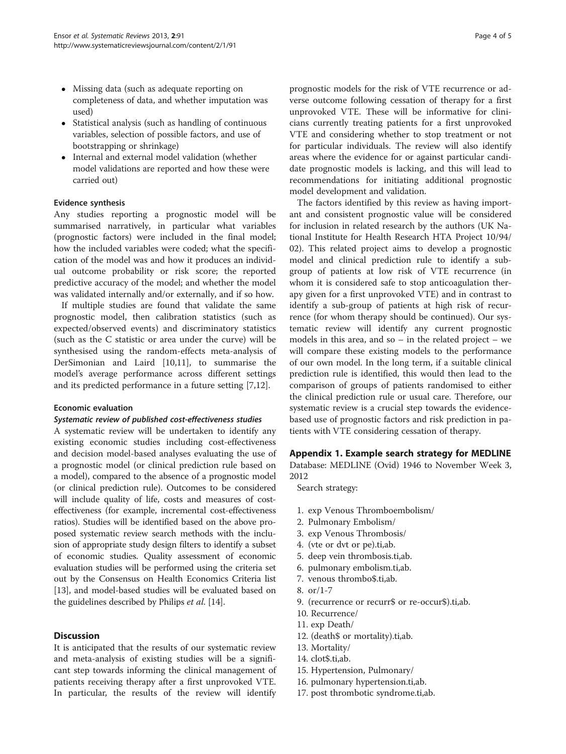- Missing data (such as adequate reporting on completeness of data, and whether imputation was used)
- Statistical analysis (such as handling of continuous variables, selection of possible factors, and use of bootstrapping or shrinkage)
- Internal and external model validation (whether model validations are reported and how these were carried out)

#### Evidence synthesis

Any studies reporting a prognostic model will be summarised narratively, in particular what variables (prognostic factors) were included in the final model; how the included variables were coded; what the specification of the model was and how it produces an individual outcome probability or risk score; the reported predictive accuracy of the model; and whether the model was validated internally and/or externally, and if so how.

If multiple studies are found that validate the same prognostic model, then calibration statistics (such as expected/observed events) and discriminatory statistics (such as the C statistic or area under the curve) will be synthesised using the random-effects meta-analysis of DerSimonian and Laird [10,11], to summarise the model's average performance across different settings and its predicted performance in a future setting [7,12].

#### Economic evaluation

##### *Systematic review of published cost-effectiveness studies*

A systematic review will be undertaken to identify any existing economic studies including cost-effectiveness and decision model-based analyses evaluating the use of a prognostic model (or clinical prediction rule based on a model), compared to the absence of a prognostic model (or clinical prediction rule). Outcomes to be considered will include quality of life, costs and measures of cost-effectiveness (for example, incremental cost-effectiveness ratios). Studies will be identified based on the above proposed systematic review search methods with the inclusion of appropriate study design filters to identify a subset of economic studies. Quality assessment of economic evaluation studies will be performed using the criteria set out by the Consensus on Health Economics Criteria list [13], and model-based studies will be evaluated based on the guidelines described by Philips *et al*. [14].

### Discussion

It is anticipated that the results of our systematic review and meta-analysis of existing studies will be a significant step towards informing the clinical management of patients receiving therapy after a first unprovoked VTE. In particular, the results of the review will identify prognostic models for the risk of VTE recurrence or adverse outcome following cessation of therapy for a first unprovoked VTE. These will be informative for clinicians currently treating patients for a first unprovoked VTE and considering whether to stop treatment or not for particular individuals. The review will also identify areas where the evidence for or against particular candidate prognostic models is lacking, and this will lead to recommendations for initiating additional prognostic model development and validation.

The factors identified by this review as having important and consistent prognostic value will be considered for inclusion in related research by the authors (UK National Institute for Health Research HTA Project 10/94/02). This related project aims to develop a prognostic model and clinical prediction rule to identify a subgroup of patients at low risk of VTE recurrence (in whom it is considered safe to stop anticoagulation therapy given for a first unprovoked VTE) and in contrast to identify a sub-group of patients at high risk of recurrence (for whom therapy should be continued). Our systematic review will identify any current prognostic models in this area, and so – in the related project – we will compare these existing models to the performance of our own model. In the long term, if a suitable clinical prediction rule is identified, this would then lead to the comparison of groups of patients randomised to either the clinical prediction rule or usual care. Therefore, our systematic review is a crucial step towards the evidence-based use of prognostic factors and risk prediction in patients with VTE considering cessation of therapy.

### Appendix 1. Example search strategy for MEDLINE

Database: MEDLINE (Ovid) 1946 to November Week 3, 2012

Search strategy:

1. exp Venous Thromboembolism/
2. Pulmonary Embolism/
3. exp Venous Thrombosis/
4. (vte or dvt or pe).ti,ab.
5. deep vein thrombosis.ti,ab.
6. pulmonary embolism.ti,ab.
7. venous thrombo$.ti,ab.
8. or/1-7
9. (recurrence or recurr$ or re-occur$).ti,ab.
10. Recurrence/
11. exp Death/
12. (death$ or mortality).ti,ab.
13. Mortality/
14. clot$.ti,ab.
15. Hypertension, Pulmonary/
16. pulmonary hypertension.ti,ab.
17. post thrombotic syndrome.ti,ab.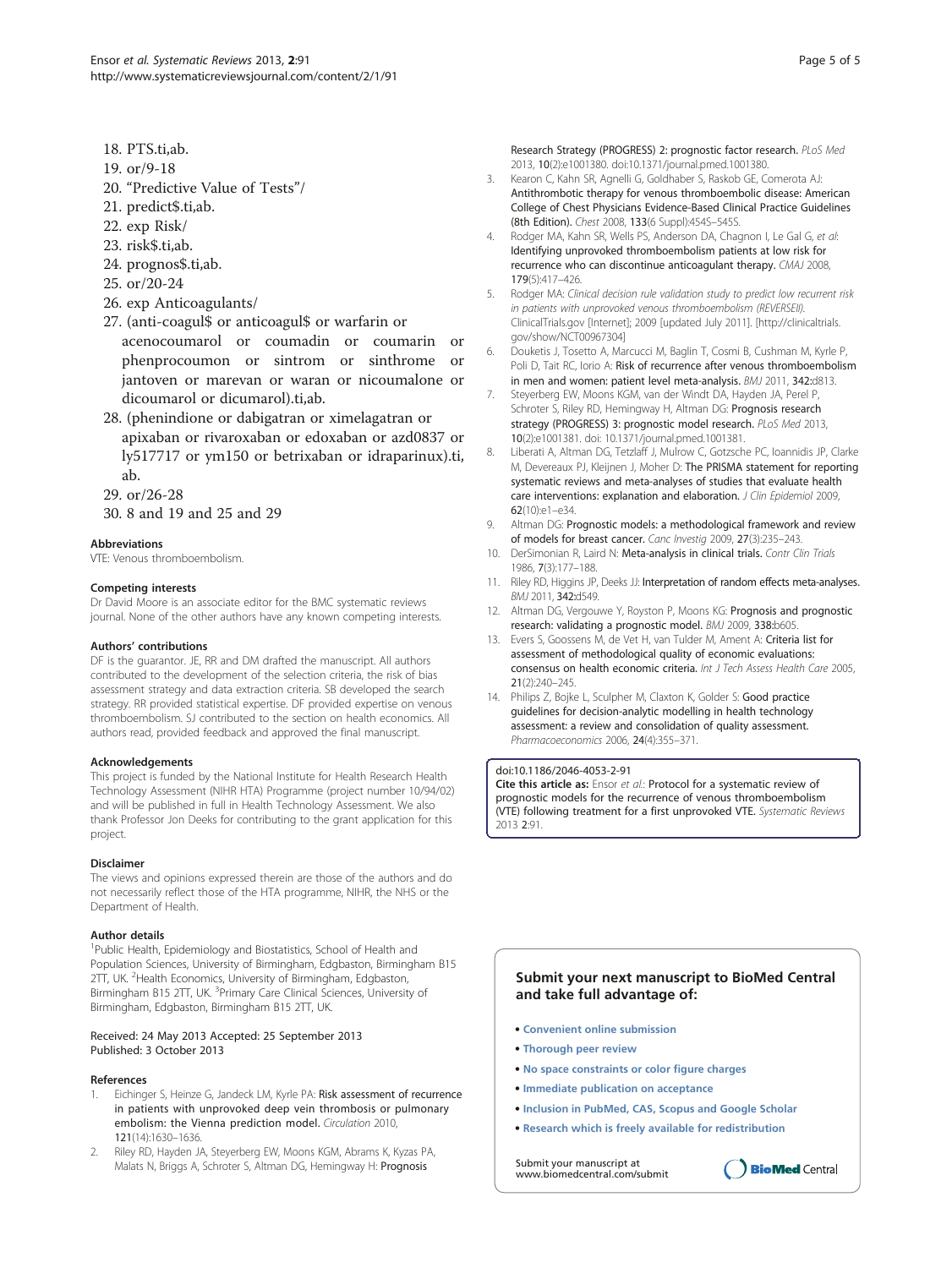18. PTS.ti,ab.
19. or/9-18
20. "Predictive Value of Tests"/
21. predict$.ti,ab.
22. exp Risk/
23. risk$.ti,ab.
24. prognos$.ti,ab.
25. or/20-24
26. exp Anticoagulants/
27. (anti-coagul$ or anticoagul$ or warfarin or acenocoumarol or coumadin or coumarin or phenprocoumon or sintrom or sinthrome or jantoven or marevan or waran or nicoumalone or dicoumarol or dicumarol).ti,ab.
28. (phenindione or dabigatran or ximelagatran or apixaban or rivaroxaban or edoxaban or azd0837 or ly517717 or ym150 or betrixaban or idraparinux).ti, ab.
29. or/26-28
30. 8 and 19 and 25 and 29

### Abbreviations

VTE: Venous thromboembolism.

### Competing interests

Dr David Moore is an associate editor for the BMC systematic reviews journal. None of the other authors have any known competing interests.

### Authors' contributions

DF is the guarantor. JE, RR and DM drafted the manuscript. All authors contributed to the development of the selection criteria, the risk of bias assessment strategy and data extraction criteria. SB developed the search strategy. RR provided statistical expertise. DF provided expertise on venous thromboembolism. SJ contributed to the section on health economics. All authors read, provided feedback and approved the final manuscript.

### Acknowledgements

This project is funded by the National Institute for Health Research Health Technology Assessment (NIHR HTA) Programme (project number 10/94/02) and will be published in full in Health Technology Assessment. We also thank Professor Jon Deeks for contributing to the grant application for this project.

### Disclaimer

The views and opinions expressed therein are those of the authors and do not necessarily reflect those of the HTA programme, NIHR, the NHS or the Department of Health.

### Author details

[1]Public Health, Epidemiology and Biostatistics, School of Health and Population Sciences, University of Birmingham, Edgbaston, Birmingham B15 2TT, UK. [2]Health Economics, University of Birmingham, Edgbaston, Birmingham B15 2TT, UK. [3]Primary Care Clinical Sciences, University of Birmingham, Edgbaston, Birmingham B15 2TT, UK.

Received: 24 May 2013 Accepted: 25 September 2013
Published: 3 October 2013

### References

1. Eichinger S, Heinze G, Jandeck LM, Kyrle PA: **Risk assessment of recurrence in patients with unprovoked deep vein thrombosis or pulmonary embolism: the Vienna prediction model.** *Circulation* 2010, **121**(14):1630–1636.
2. Riley RD, Hayden JA, Steyerberg EW, Moons KGM, Abrams K, Kyzas PA, Malats N, Briggs A, Schroter S, Altman DG, Hemingway H: **Prognosis Research Strategy (PROGRESS) 2: prognostic factor research.** *PLoS Med* 2013, **10**(2):e1001380. doi:10.1371/journal.pmed.1001380.
3. Kearon C, Kahn SR, Agnelli G, Goldhaber S, Raskob GE, Comerota AJ: **Antithrombotic therapy for venous thromboembolic disease: American College of Chest Physicians Evidence-Based Clinical Practice Guidelines (8th Edition).** *Chest* 2008, **133**(6 Suppl):454S–545S.
4. Rodger MA, Kahn SR, Wells PS, Anderson DA, Chagnon I, Le Gal G, *et al*: **Identifying unprovoked thromboembolism patients at low risk for recurrence who can discontinue anticoagulant therapy.** *CMAJ* 2008, **179**(5):417–426.
5. Rodger MA: *Clinical decision rule validation study to predict low recurrent risk in patients with unprovoked venous thromboembolism (REVERSEII).* ClinicalTrials.gov [Internet]; 2009 [updated July 2011]. [http://clinicaltrials.gov/show/NCT00967304]
6. Douketis J, Tosetto A, Marcucci M, Baglin T, Cosmi B, Cushman M, Kyrle P, Poli D, Tait RC, Iorio A: **Risk of recurrence after venous thromboembolism in men and women: patient level meta-analysis.** *BMJ* 2011, **342**:d813.
7. Steyerberg EW, Moons KGM, van der Windt DA, Hayden JA, Perel P, Schroter S, Riley RD, Hemingway H, Altman DG: **Prognosis research strategy (PROGRESS) 3: prognostic model research.** *PLoS Med* 2013, **10**(2):e1001381. doi: 10.1371/journal.pmed.1001381.
8. Liberati A, Altman DG, Tetzlaff J, Mulrow C, Gotzsche PC, Ioannidis JP, Clarke M, Devereaux PJ, Kleijnen J, Moher D: **The PRISMA statement for reporting systematic reviews and meta-analyses of studies that evaluate health care interventions: explanation and elaboration.** *J Clin Epidemiol* 2009, **62**(10):e1–e34.
9. Altman DG: **Prognostic models: a methodological framework and review of models for breast cancer.** *Canc Investig* 2009, **27**(3):235–243.
10. DerSimonian R, Laird N: **Meta-analysis in clinical trials.** *Contr Clin Trials* 1986, **7**(3):177–188.
11. Riley RD, Higgins JP, Deeks JJ: **Interpretation of random effects meta-analyses.** *BMJ* 2011, **342**:d549.
12. Altman DG, Vergouwe Y, Royston P, Moons KG: **Prognosis and prognostic research: validating a prognostic model.** *BMJ* 2009, **338**:b605.
13. Evers S, Goossens M, de Vet H, van Tulder M, Ament A: **Criteria list for assessment of methodological quality of economic evaluations: consensus on health economic criteria.** *Int J Tech Assess Health Care* 2005, **21**(2):240–245.
14. Philips Z, Bojke L, Sculpher M, Claxton K, Golder S: **Good practice guidelines for decision-analytic modelling in health technology assessment: a review and consolidation of quality assessment.** *Pharmacoeconomics* 2006, **24**(4):355–371.

doi:10.1186/2046-4053-2-91
**Cite this article as:** Ensor *et al.*: Protocol for a systematic review of prognostic models for the recurrence of venous thromboembolism (VTE) following treatment for a first unprovoked VTE. *Systematic Reviews* 2013 **2**:91.

**Submit your next manuscript to BioMed Central and take full advantage of:**

- **Convenient online submission**
- **Thorough peer review**
- **No space constraints or color figure charges**
- **Immediate publication on acceptance**
- **Inclusion in PubMed, CAS, Scopus and Google Scholar**
- **Research which is freely available for redistribution**

Submit your manuscript at
www.biomedcentral.com/submit

BioMed Central